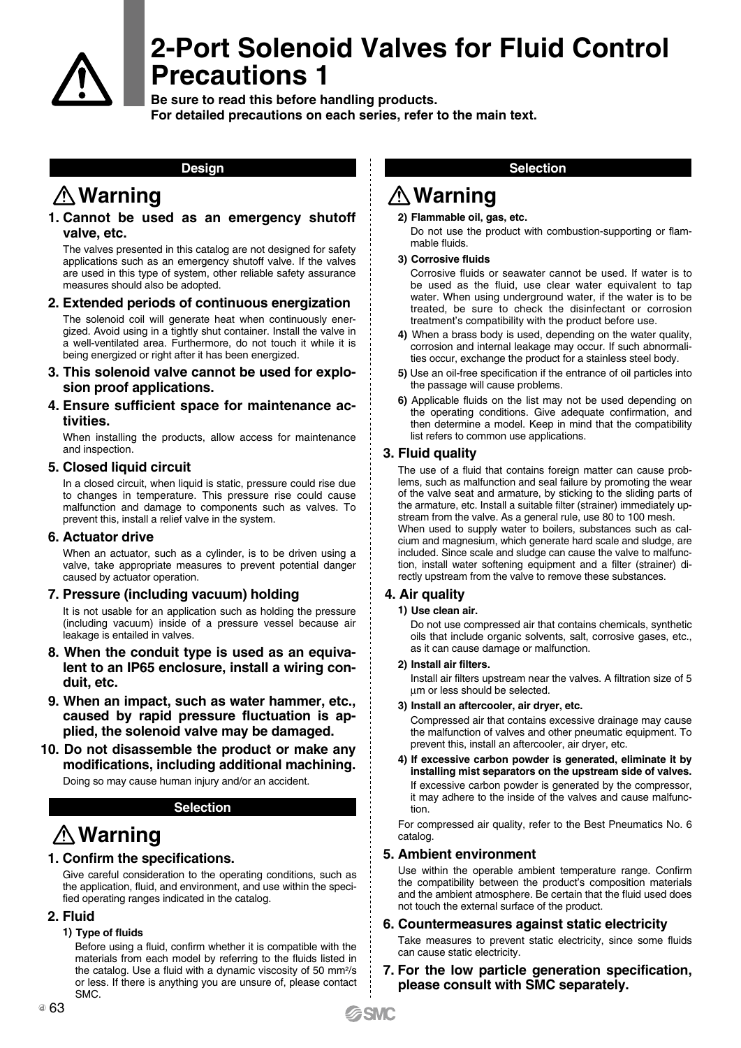# 2-Port Solenoid Valves for Fluid Control Precautions 1

**Be sure to read this before handling products.**
**For detailed precautions on each series, refer to the main text.**

## Design

### ⚠ Warning

**1. Cannot be used as an emergency shutoff valve, etc.**

The valves presented in this catalog are not designed for safety applications such as an emergency shutoff valve. If the valves are used in this type of system, other reliable safety assurance measures should also be adopted.

**2. Extended periods of continuous energization**

The solenoid coil will generate heat when continuously energized. Avoid using in a tightly shut container. Install the valve in a well-ventilated area. Furthermore, do not touch it while it is being energized or right after it has been energized.

**3. This solenoid valve cannot be used for explosion proof applications.**

**4. Ensure sufficient space for maintenance activities.**

When installing the products, allow access for maintenance and inspection.

**5. Closed liquid circuit**

In a closed circuit, when liquid is static, pressure could rise due to changes in temperature. This pressure rise could cause malfunction and damage to components such as valves. To prevent this, install a relief valve in the system.

**6. Actuator drive**

When an actuator, such as a cylinder, is to be driven using a valve, take appropriate measures to prevent potential danger caused by actuator operation.

**7. Pressure (including vacuum) holding**

It is not usable for an application such as holding the pressure (including vacuum) inside of a pressure vessel because air leakage is entailed in valves.

**8. When the conduit type is used as an equivalent to an IP65 enclosure, install a wiring conduit, etc.**

**9. When an impact, such as water hammer, etc., caused by rapid pressure fluctuation is applied, the solenoid valve may be damaged.**

**10. Do not disassemble the product or make any modifications, including additional machining.**

Doing so may cause human injury and/or an accident.

## Selection

### ⚠ Warning

**1. Confirm the specifications.**

Give careful consideration to the operating conditions, such as the application, fluid, and environment, and use within the specified operating ranges indicated in the catalog.

**2. Fluid**

**1) Type of fluids**

Before using a fluid, confirm whether it is compatible with the materials from each model by referring to the fluids listed in the catalog. Use a fluid with a dynamic viscosity of 50 $mm^2/s$ or less. If there is anything you are unsure of, please contact SMC.

**2) Flammable oil, gas, etc.**

Do not use the product with combustion-supporting or flammable fluids.

**3) Corrosive fluids**

Corrosive fluids or seawater cannot be used. If water is to be used as the fluid, use clear water equivalent to tap water. When using underground water, if the water is to be treated, be sure to check the disinfectant or corrosion treatment's compatibility with the product before use.

**4)** When a brass body is used, depending on the water quality, corrosion and internal leakage may occur. If such abnormalities occur, exchange the product for a stainless steel body.

**5)** Use an oil-free specification if the entrance of oil particles into the passage will cause problems.

**6)** Applicable fluids on the list may not be used depending on the operating conditions. Give adequate confirmation, and then determine a model. Keep in mind that the compatibility list refers to common use applications.

**3. Fluid quality**

The use of a fluid that contains foreign matter can cause problems, such as malfunction and seal failure by promoting the wear of the valve seat and armature, by sticking to the sliding parts of the armature, etc. Install a suitable filter (strainer) immediately upstream from the valve. As a general rule, use 80 to 100 mesh.
When used to supply water to boilers, substances such as calcium and magnesium, which generate hard scale and sludge, are included. Since scale and sludge can cause the valve to malfunction, install water softening equipment and a filter (strainer) directly upstream from the valve to remove these substances.

**4. Air quality**

**1) Use clean air.**

Do not use compressed air that contains chemicals, synthetic oils that include organic solvents, salt, corrosive gases, etc., as it can cause damage or malfunction.

**2) Install air filters.**

Install air filters upstream near the valves. A filtration size of 5 μm or less should be selected.

**3) Install an aftercooler, air dryer, etc.**

Compressed air that contains excessive drainage may cause the malfunction of valves and other pneumatic equipment. To prevent this, install an aftercooler, air dryer, etc.

**4) If excessive carbon powder is generated, eliminate it by installing mist separators on the upstream side of valves.**

If excessive carbon powder is generated by the compressor, it may adhere to the inside of the valves and cause malfunction.

For compressed air quality, refer to the Best Pneumatics No. 6 catalog.

**5. Ambient environment**

Use within the operable ambient temperature range. Confirm the compatibility between the product's composition materials and the ambient atmosphere. Be certain that the fluid used does not touch the external surface of the product.

**6. Countermeasures against static electricity**

Take measures to prevent static electricity, since some fluids can cause static electricity.

**7. For the low particle generation specification, please consult with SMC separately.**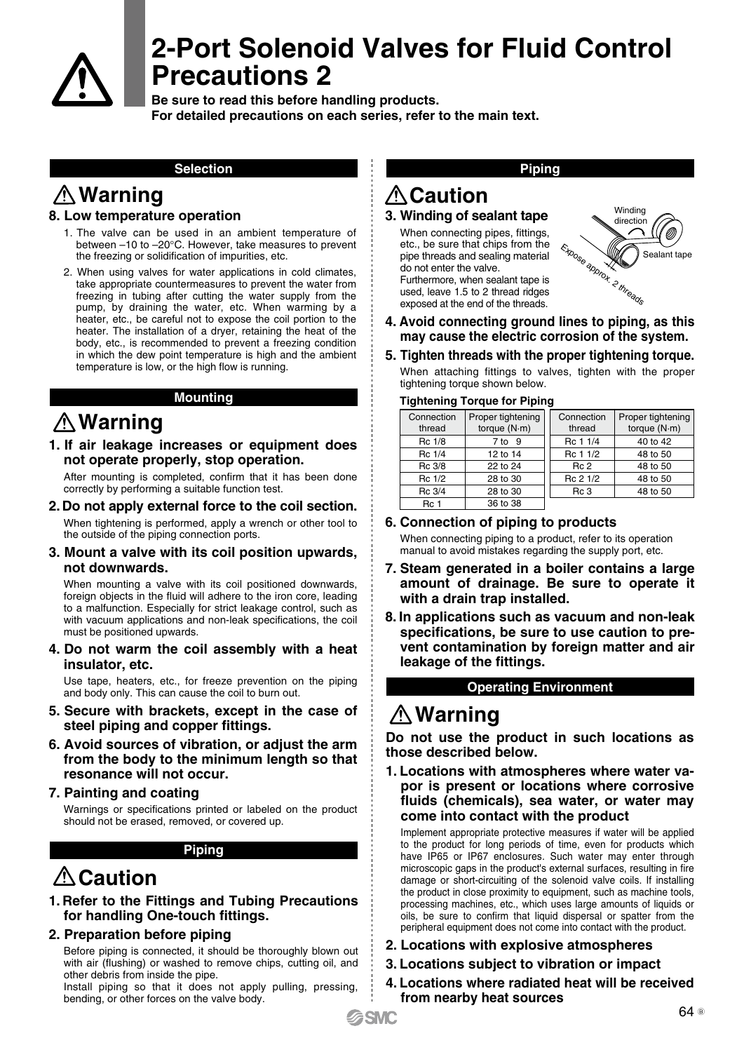# 2-Port Solenoid Valves for Fluid Control Precautions 2

**Be sure to read this before handling products.**
**For detailed precautions on each series, refer to the main text.**

## Selection

### ⚠ Warning

**8. Low temperature operation**

1. The valve can be used in an ambient temperature of between –10 to –20°C. However, take measures to prevent the freezing or solidification of impurities, etc.
2. When using valves for water applications in cold climates, take appropriate countermeasures to prevent the water from freezing in tubing after cutting the water supply from the pump, by draining the water, etc. When warming by a heater, etc., be careful not to expose the coil portion to the heater. The installation of a dryer, retaining the heat of the body, etc., is recommended to prevent a freezing condition in which the dew point temperature is high and the ambient temperature is low, or the high flow is running.

## Mounting

### ⚠ Warning

**1. If air leakage increases or equipment does not operate properly, stop operation.**

After mounting is completed, confirm that it has been done correctly by performing a suitable function test.

**2. Do not apply external force to the coil section.**

When tightening is performed, apply a wrench or other tool to the outside of the piping connection ports.

**3. Mount a valve with its coil position upwards, not downwards.**

When mounting a valve with its coil positioned downwards, foreign objects in the fluid will adhere to the iron core, leading to a malfunction. Especially for strict leakage control, such as with vacuum applications and non-leak specifications, the coil must be positioned upwards.

**4. Do not warm the coil assembly with a heat insulator, etc.**

Use tape, heaters, etc., for freeze prevention on the piping and body only. This can cause the coil to burn out.

**5. Secure with brackets, except in the case of steel piping and copper fittings.**

**6. Avoid sources of vibration, or adjust the arm from the body to the minimum length so that resonance will not occur.**

**7. Painting and coating**

Warnings or specifications printed or labeled on the product should not be erased, removed, or covered up.

## Piping

### ⚠ Caution

**1. Refer to the Fittings and Tubing Precautions for handling One-touch fittings.**

**2. Preparation before piping**

Before piping is connected, it should be thoroughly blown out with air (flushing) or washed to remove chips, cutting oil, and other debris from inside the pipe.
Install piping so that it does not apply pulling, pressing, bending, or other forces on the valve body.

## Piping

### ⚠ Caution

**3. Winding of sealant tape**

When connecting pipes, fittings, etc., be sure that chips from the pipe threads and sealing material do not enter the valve.
Furthermore, when sealant tape is used, leave 1.5 to 2 thread ridges exposed at the end of the threads.

Winding direction
Sealant tape
Expose approx. 2 threads

**4. Avoid connecting ground lines to piping, as this may cause the electric corrosion of the system.**

**5. Tighten threads with the proper tightening torque.**

When attaching fittings to valves, tighten with the proper tightening torque shown below.

**Tightening Torque for Piping**

| Connection thread | Proper tightening torque (N·m) | Connection thread | Proper tightening torque (N·m) |
|---|---|---|---|
| Rc 1/8 | 7 to 9 | Rc 1 1/4 | 40 to 42 |
| Rc 1/4 | 12 to 14 | Rc 1 1/2 | 48 to 50 |
| Rc 3/8 | 22 to 24 | Rc 2 | 48 to 50 |
| Rc 1/2 | 28 to 30 | Rc 2 1/2 | 48 to 50 |
| Rc 3/4 | 28 to 30 | Rc 3 | 48 to 50 |
| Rc 1 | 36 to 38 | | |

**6. Connection of piping to products**

When connecting piping to a product, refer to its operation manual to avoid mistakes regarding the supply port, etc.

**7. Steam generated in a boiler contains a large amount of drainage. Be sure to operate it with a drain trap installed.**

**8. In applications such as vacuum and non-leak specifications, be sure to use caution to prevent contamination by foreign matter and air leakage of the fittings.**

## Operating Environment

### ⚠ Warning

**Do not use the product in such locations as those described below.**

**1. Locations with atmospheres where water vapor is present or locations where corrosive fluids (chemicals), sea water, or water may come into contact with the product**

Implement appropriate protective measures if water will be applied to the product for long periods of time, even for products which have IP65 or IP67 enclosures. Such water may enter through microscopic gaps in the product's external surfaces, resulting in fire damage or short-circuiting of the solenoid valve coils. If installing the product in close proximity to equipment, such as machine tools, processing machines, etc., which uses large amounts of liquids or oils, be sure to confirm that liquid dispersal or spatter from the peripheral equipment does not come into contact with the product.

**2. Locations with explosive atmospheres**

**3. Locations subject to vibration or impact**

**4. Locations where radiated heat will be received from nearby heat sources**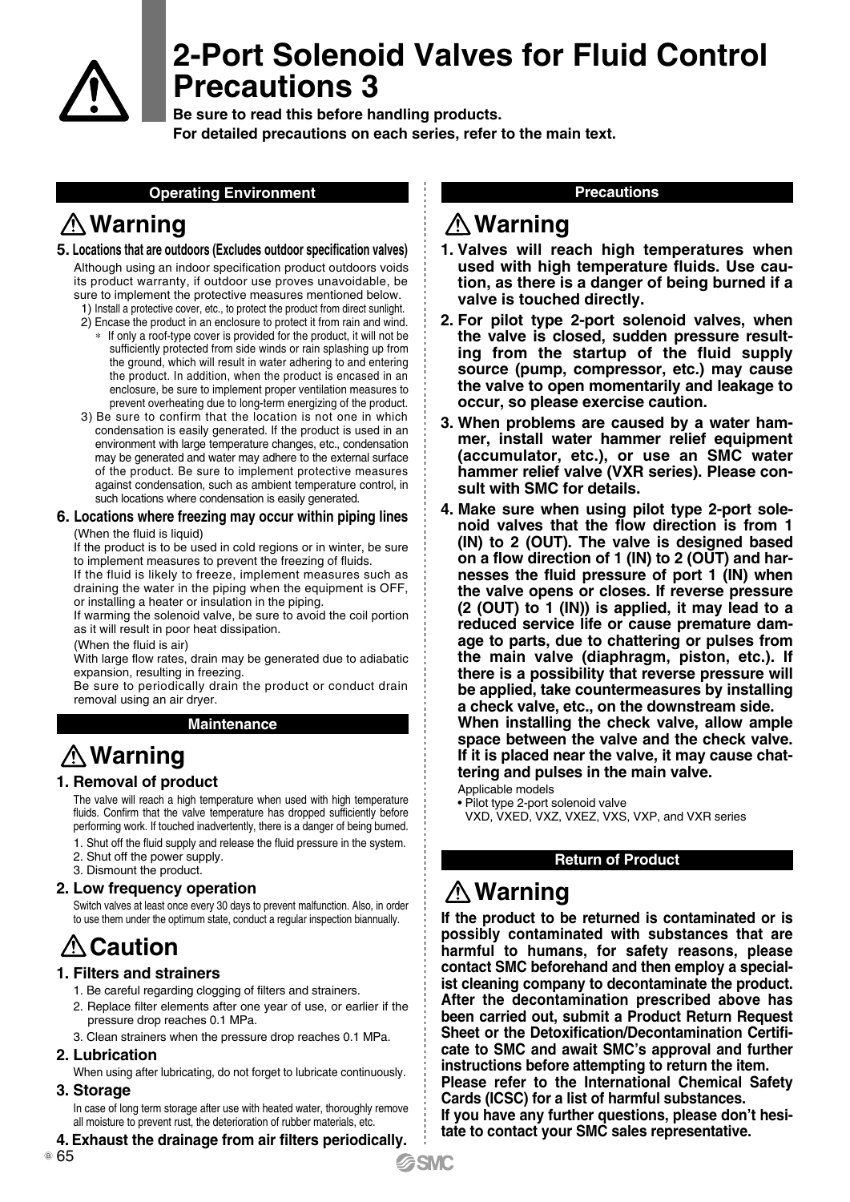# 2-Port Solenoid Valves for Fluid Control Precautions 3

**Be sure to read this before handling products.**
**For detailed precautions on each series, refer to the main text.**

## Operating Environment

### ⚠ Warning

**5. Locations that are outdoors (Excludes outdoor specification valves)**

Although using an indoor specification product outdoors voids its product warranty, if outdoor use proves unavoidable, be sure to implement the protective measures mentioned below.

1) Install a protective cover, etc., to protect the product from direct sunlight.
2) Encase the product in an enclosure to protect it from rain and wind.
   * If only a roof-type cover is provided for the product, it will not be sufficiently protected from side winds or rain splashing up from the ground, which will result in water adhering to and entering the product. In addition, when the product is encased in an enclosure, be sure to implement proper ventilation measures to prevent overheating due to long-term energizing of the product.
3) Be sure to confirm that the location is not one in which condensation is easily generated. If the product is used in an environment with large temperature changes, etc., condensation may be generated and water may adhere to the external surface of the product. Be sure to implement protective measures against condensation, such as ambient temperature control, in such locations where condensation is easily generated.

**6. Locations where freezing may occur within piping lines**

(When the fluid is liquid)

If the product is to be used in cold regions or in winter, be sure to implement measures to prevent the freezing of fluids.

If the fluid is likely to freeze, implement measures such as draining the water in the piping when the equipment is OFF, or installing a heater or insulation in the piping.

If warming the solenoid valve, be sure to avoid the coil portion as it will result in poor heat dissipation.

(When the fluid is air)

With large flow rates, drain may be generated due to adiabatic expansion, resulting in freezing.

Be sure to periodically drain the product or conduct drain removal using an air dryer.

## Maintenance

### ⚠ Warning

**1. Removal of product**

The valve will reach a high temperature when used with high temperature fluids. Confirm that the valve temperature has dropped sufficiently before performing work. If touched inadvertently, there is a danger of being burned.

1. Shut off the fluid supply and release the fluid pressure in the system.
2. Shut off the power supply.
3. Dismount the product.

**2. Low frequency operation**

Switch valves at least once every 30 days to prevent malfunction. Also, in order to use them under the optimum state, conduct a regular inspection biannually.

### ⚠ Caution

**1. Filters and strainers**

1. Be careful regarding clogging of filters and strainers.
2. Replace filter elements after one year of use, or earlier if the pressure drop reaches 0.1 MPa.
3. Clean strainers when the pressure drop reaches 0.1 MPa.

**2. Lubrication**

When using after lubricating, do not forget to lubricate continuously.

**3. Storage**

In case of long term storage after use with heated water, thoroughly remove all moisture to prevent rust, the deterioration of rubber materials, etc.

**4. Exhaust the drainage from air filters periodically.**

## Precautions

### ⚠ Warning

1. **Valves will reach high temperatures when used with high temperature fluids. Use caution, as there is a danger of being burned if a valve is touched directly.**
2. **For pilot type 2-port solenoid valves, when the valve is closed, sudden pressure resulting from the startup of the fluid supply source (pump, compressor, etc.) may cause the valve to open momentarily and leakage to occur, so please exercise caution.**
3. **When problems are caused by a water hammer, install water hammer relief equipment (accumulator, etc.), or use an SMC water hammer relief valve (VXR series). Please consult with SMC for details.**
4. **Make sure when using pilot type 2-port solenoid valves that the flow direction is from 1 (IN) to 2 (OUT). The valve is designed based on a flow direction of 1 (IN) to 2 (OUT) and harnesses the fluid pressure of port 1 (IN) when the valve opens or closes. If reverse pressure (2 (OUT) to 1 (IN)) is applied, it may lead to a reduced service life or cause premature damage to parts, due to chattering or pulses from the main valve (diaphragm, piston, etc.). If there is a possibility that reverse pressure will be applied, take countermeasures by installing a check valve, etc., on the downstream side.**
   **When installing the check valve, allow ample space between the valve and the check valve. If it is placed near the valve, it may cause chattering and pulses in the main valve.**

   Applicable models
   - Pilot type 2-port solenoid valve
     VXD, VXED, VXZ, VXEZ, VXS, VXP, and VXR series

## Return of Product

### ⚠ Warning

**If the product to be returned is contaminated or is possibly contaminated with substances that are harmful to humans, for safety reasons, please contact SMC beforehand and then employ a specialist cleaning company to decontaminate the product. After the decontamination prescribed above has been carried out, submit a Product Return Request Sheet or the Detoxification/Decontamination Certificate to SMC and await SMC's approval and further instructions before attempting to return the item.**

**Please refer to the International Chemical Safety Cards (ICSC) for a list of harmful substances.**

**If you have any further questions, please don't hesitate to contact your SMC sales representative.**